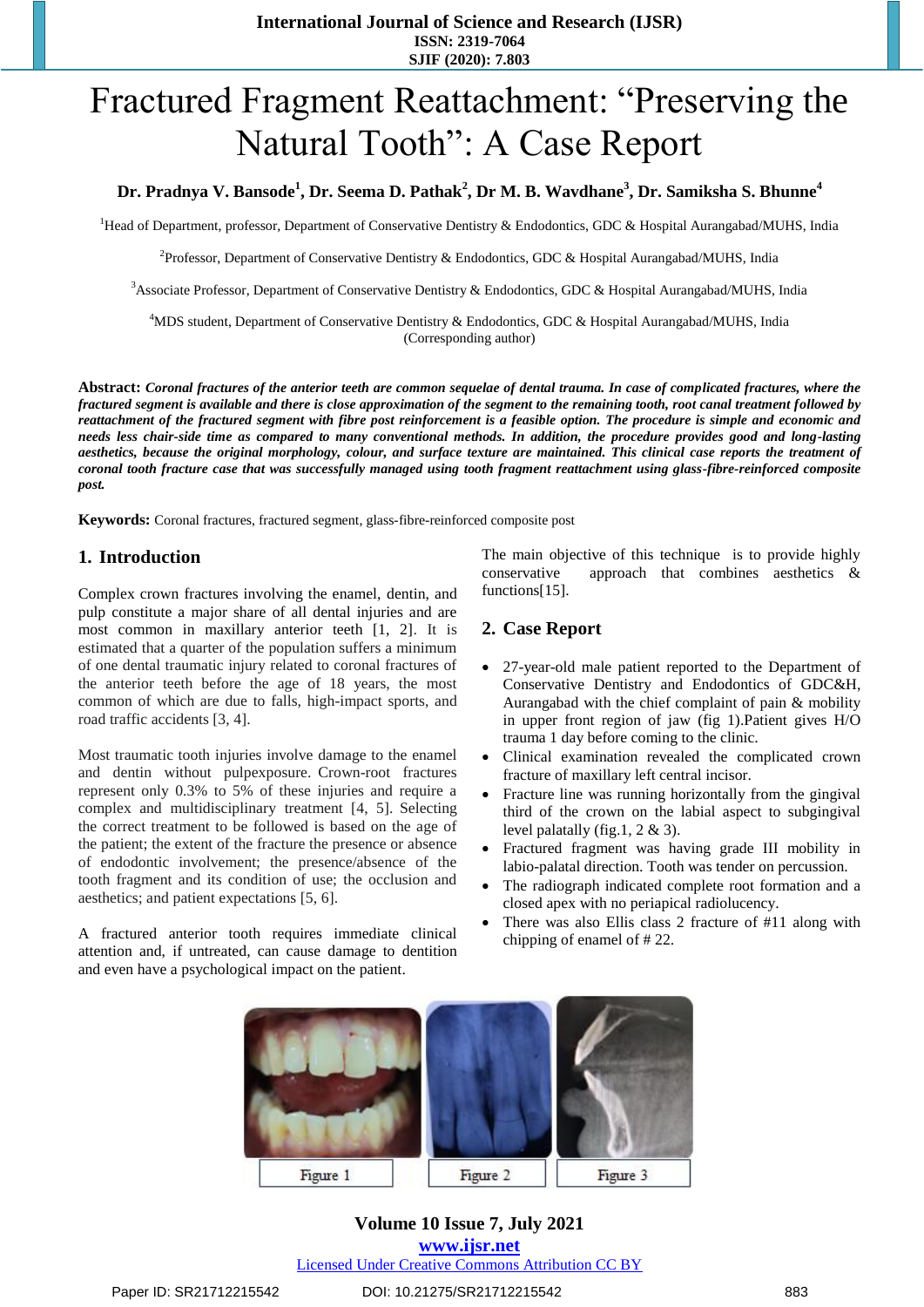# Fractured Fragment Reattachment: "Preserving the Natural Tooth": A Case Report

**Dr. Pradnya V. Bansode[1], Dr. Seema D. Pathak[2], Dr M. B. Wavdhane[3], Dr. Samiksha S. Bhunne[4]**

[1]Head of Department, professor, Department of Conservative Dentistry & Endodontics, GDC & Hospital Aurangabad/MUHS, India

[2]Professor, Department of Conservative Dentistry & Endodontics, GDC & Hospital Aurangabad/MUHS, India

[3]Associate Professor, Department of Conservative Dentistry & Endodontics, GDC & Hospital Aurangabad/MUHS, India

[4]MDS student, Department of Conservative Dentistry & Endodontics, GDC & Hospital Aurangabad/MUHS, India (Corresponding author)

**Abstract:** ***Coronal fractures of the anterior teeth are common sequelae of dental trauma. In case of complicated fractures, where the fractured segment is available and there is close approximation of the segment to the remaining tooth, root canal treatment followed by reattachment of the fractured segment with fibre post reinforcement is a feasible option. The procedure is simple and economic and needs less chair-side time as compared to many conventional methods. In addition, the procedure provides good and long-lasting aesthetics, because the original morphology, colour, and surface texture are maintained. This clinical case reports the treatment of coronal tooth fracture case that was successfully managed using tooth fragment reattachment using glass-fibre-reinforced composite post.***

**Keywords:** Coronal fractures, fractured segment, glass-fibre-reinforced composite post

## 1. Introduction

Complex crown fractures involving the enamel, dentin, and pulp constitute a major share of all dental injuries and are most common in maxillary anterior teeth [1, 2]. It is estimated that a quarter of the population suffers a minimum of one dental traumatic injury related to coronal fractures of the anterior teeth before the age of 18 years, the most common of which are due to falls, high-impact sports, and road traffic accidents [3, 4].

Most traumatic tooth injuries involve damage to the enamel and dentin without pulpexposure. Crown-root fractures represent only 0.3% to 5% of these injuries and require a complex and multidisciplinary treatment [4, 5]. Selecting the correct treatment to be followed is based on the age of the patient; the extent of the fracture the presence or absence of endodontic involvement; the presence/absence of the tooth fragment and its condition of use; the occlusion and aesthetics; and patient expectations [5, 6].

A fractured anterior tooth requires immediate clinical attention and, if untreated, can cause damage to dentition and even have a psychological impact on the patient.

The main objective of this technique is to provide highly conservative approach that combines aesthetics & functions[15].

## 2. Case Report

- 27-year-old male patient reported to the Department of Conservative Dentistry and Endodontics of GDC&H, Aurangabad with the chief complaint of pain & mobility in upper front region of jaw (fig 1).Patient gives H/O trauma 1 day before coming to the clinic.
- Clinical examination revealed the complicated crown fracture of maxillary left central incisor.
- Fracture line was running horizontally from the gingival third of the crown on the labial aspect to subgingival level palatally (fig.1, 2 & 3).
- Fractured fragment was having grade III mobility in labio-palatal direction. Tooth was tender on percussion.
- The radiograph indicated complete root formation and a closed apex with no periapical radiolucency.
- There was also Ellis class 2 fracture of #11 along with chipping of enamel of # 22.

Figure 1 | Figure 2 | Figure 3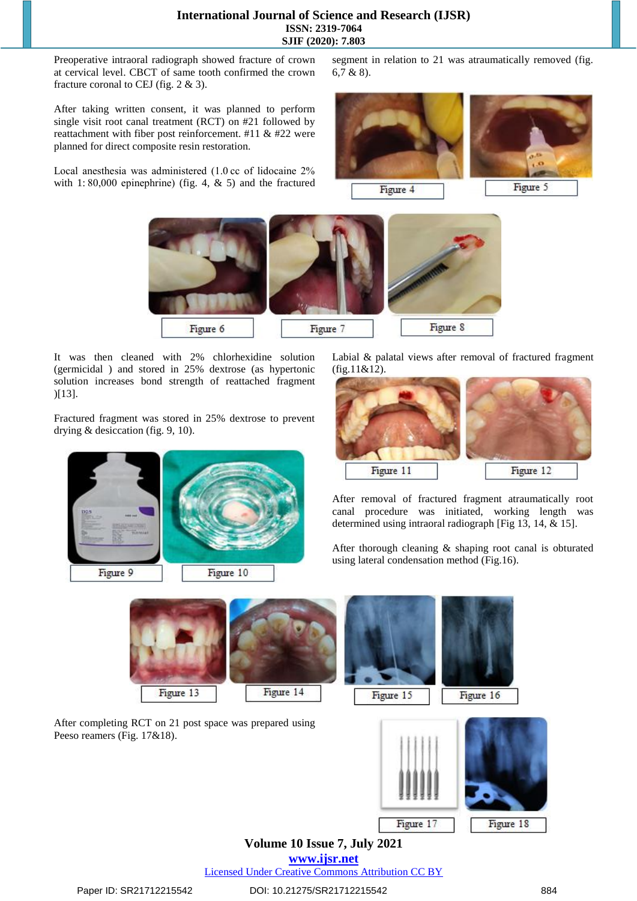Preoperative intraoral radiograph showed fracture of crown at cervical level. CBCT of same tooth confirmed the crown fracture coronal to CEJ (fig. 2 & 3).

After taking written consent, it was planned to perform single visit root canal treatment (RCT) on #21 followed by reattachment with fiber post reinforcement. #11 & #22 were planned for direct composite resin restoration.

Local anesthesia was administered (1.0 cc of lidocaine 2% with 1: 80,000 epinephrine) (fig. 4, & 5) and the fractured segment in relation to 21 was atraumatically removed (fig. 6,7 & 8).

Figure 4

Figure 5

Figure 6

Figure 7

Figure 8

It was then cleaned with 2% chlorhexidine solution (germicidal ) and stored in 25% dextrose (as hypertonic solution increases bond strength of reattached fragment )[13].

Fractured fragment was stored in 25% dextrose to prevent drying & desiccation (fig. 9, 10).

Figure 9

Figure 10

Labial & palatal views after removal of fractured fragment (fig.11&12).

Figure 11

Figure 12

After removal of fractured fragment atraumatically root canal procedure was initiated, working length was determined using intraoral radiograph [Fig 13, 14, & 15].

After thorough cleaning & shaping root canal is obturated using lateral condensation method (Fig.16).

Figure 13

Figure 14

Figure 15

Figure 16

After completing RCT on 21 post space was prepared using Peeso reamers (Fig. 17&18).

Figure 17

Figure 18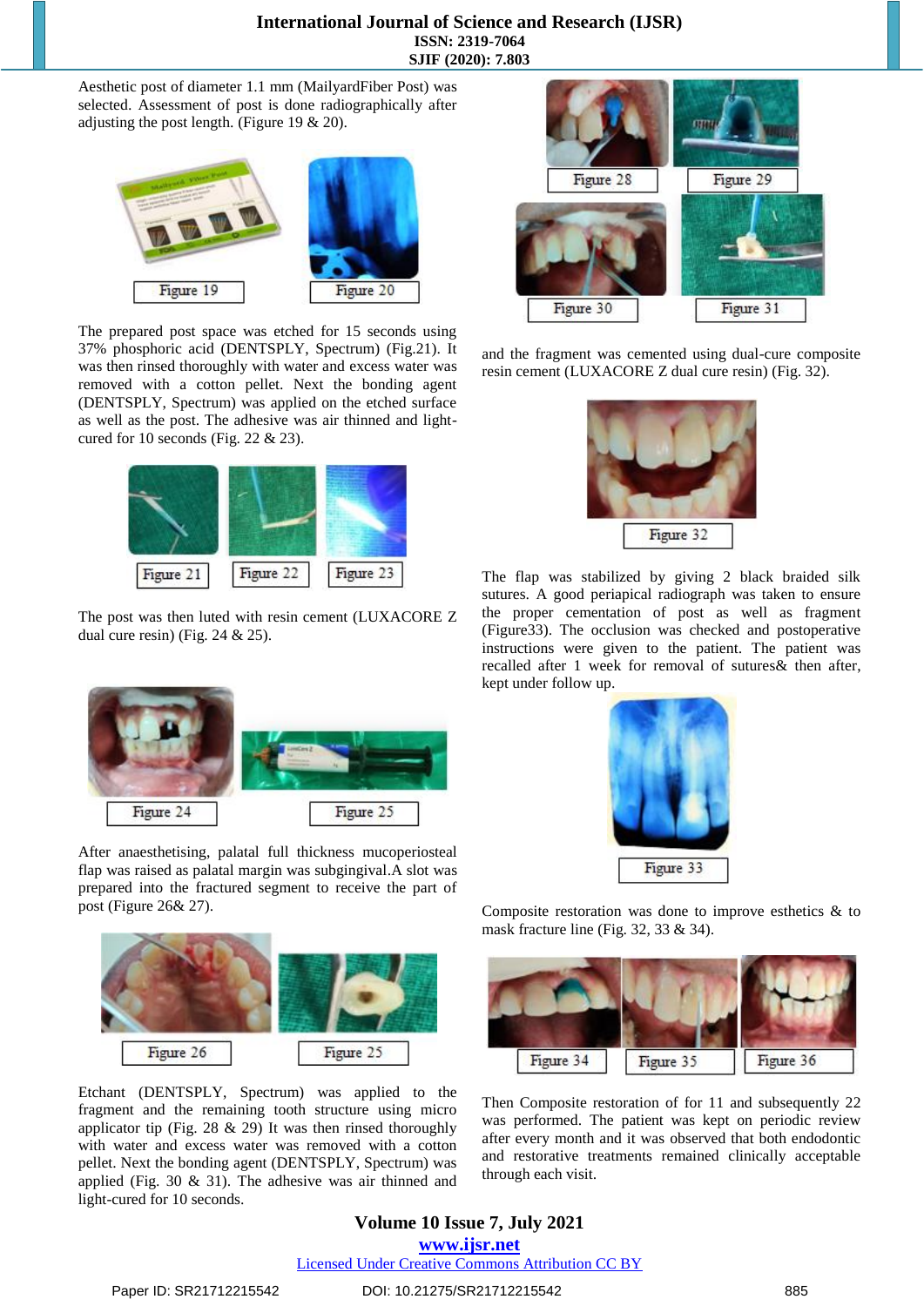Aesthetic post of diameter 1.1 mm (MailyardFiber Post) was selected. Assessment of post is done radiographically after adjusting the post length. (Figure 19 & 20).

Figure 19

Figure 20

The prepared post space was etched for 15 seconds using 37% phosphoric acid (DENTSPLY, Spectrum) (Fig.21). It was then rinsed thoroughly with water and excess water was removed with a cotton pellet. Next the bonding agent (DENTSPLY, Spectrum) was applied on the etched surface as well as the post. The adhesive was air thinned and light-cured for 10 seconds (Fig. 22 & 23).

Figure 21

Figure 22

Figure 23

The post was then luted with resin cement (LUXACORE Z dual cure resin) (Fig. 24 & 25).

Figure 24

Figure 25

After anaesthetising, palatal full thickness mucoperiosteal flap was raised as palatal margin was subgingival.A slot was prepared into the fractured segment to receive the part of post (Figure 26& 27).

Figure 26

Figure 25

Etchant (DENTSPLY, Spectrum) was applied to the fragment and the remaining tooth structure using micro applicator tip (Fig. 28 & 29) It was then rinsed thoroughly with water and excess water was removed with a cotton pellet. Next the bonding agent (DENTSPLY, Spectrum) was applied (Fig. 30 & 31). The adhesive was air thinned and light-cured for 10 seconds.

Figure 28

Figure 29

Figure 30

Figure 31

and the fragment was cemented using dual-cure composite resin cement (LUXACORE Z dual cure resin) (Fig. 32).

Figure 32

The flap was stabilized by giving 2 black braided silk sutures. A good periapical radiograph was taken to ensure the proper cementation of post as well as fragment (Figure33). The occlusion was checked and postoperative instructions were given to the patient. The patient was recalled after 1 week for removal of sutures& then after, kept under follow up.

Figure 33

Composite restoration was done to improve esthetics & to mask fracture line (Fig. 32, 33 & 34).

Figure 34

Figure 35

Figure 36

Then Composite restoration of for 11 and subsequently 22 was performed. The patient was kept on periodic review after every month and it was observed that both endodontic and restorative treatments remained clinically acceptable through each visit.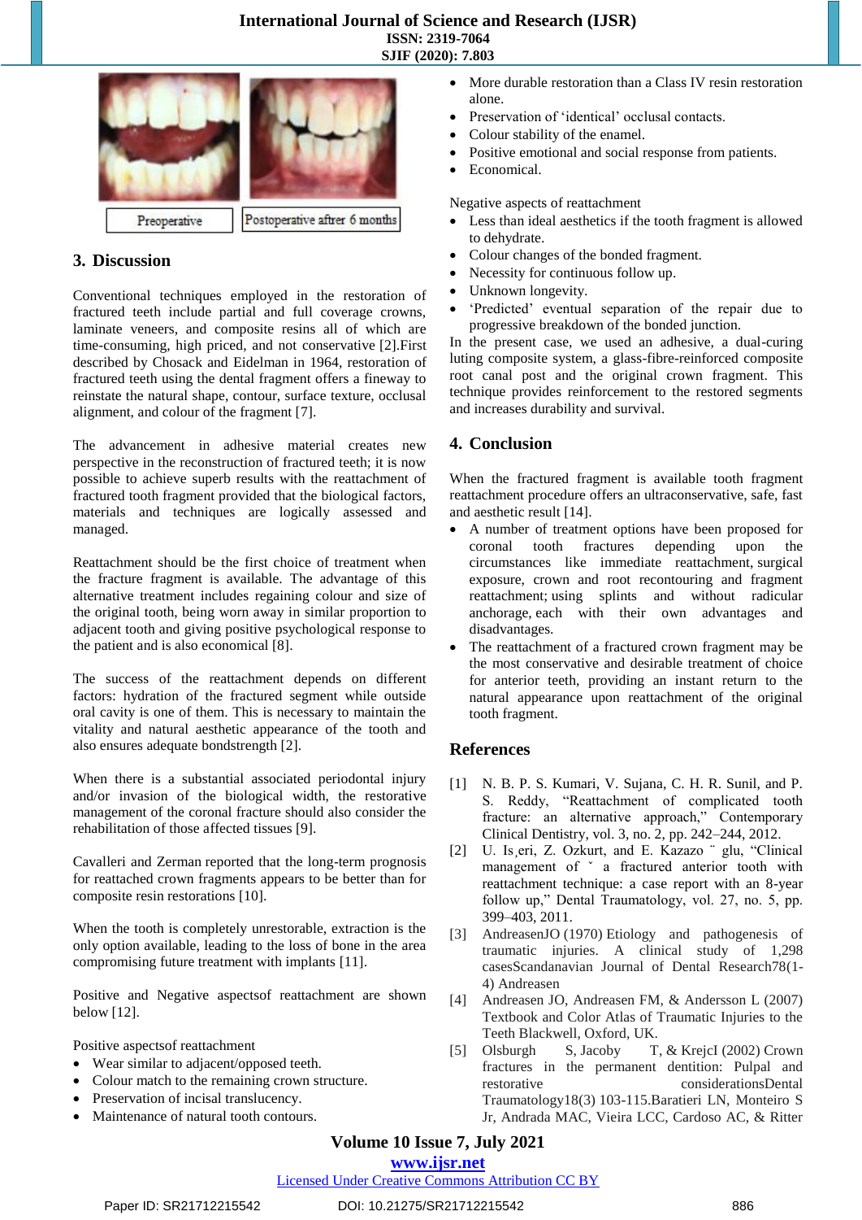Preoperative

Postoperative after 6 months

## 3. Discussion

Conventional techniques employed in the restoration of fractured teeth include partial and full coverage crowns, laminate veneers, and composite resins all of which are time-consuming, high priced, and not conservative [2].First described by Chosack and Eidelman in 1964, restoration of fractured teeth using the dental fragment offers a fineway to reinstate the natural shape, contour, surface texture, occlusal alignment, and colour of the fragment [7].

The advancement in adhesive material creates new perspective in the reconstruction of fractured teeth; it is now possible to achieve superb results with the reattachment of fractured tooth fragment provided that the biological factors, materials and techniques are logically assessed and managed.

Reattachment should be the first choice of treatment when the fracture fragment is available. The advantage of this alternative treatment includes regaining colour and size of the original tooth, being worn away in similar proportion to adjacent tooth and giving positive psychological response to the patient and is also economical [8].

The success of the reattachment depends on different factors: hydration of the fractured segment while outside oral cavity is one of them. This is necessary to maintain the vitality and natural aesthetic appearance of the tooth and also ensures adequate bondstrength [2].

When there is a substantial associated periodontal injury and/or invasion of the biological width, the restorative management of the coronal fracture should also consider the rehabilitation of those affected tissues [9].

Cavalleri and Zerman reported that the long-term prognosis for reattached crown fragments appears to be better than for composite resin restorations [10].

When the tooth is completely unrestorable, extraction is the only option available, leading to the loss of bone in the area compromising future treatment with implants [11].

Positive and Negative aspectsof reattachment are shown below [12].

Positive aspectsof reattachment

- Wear similar to adjacent/opposed teeth.
- Colour match to the remaining crown structure.
- Preservation of incisal translucency.
- Maintenance of natural tooth contours.
- More durable restoration than a Class IV resin restoration alone.
- Preservation of 'identical' occlusal contacts.
- Colour stability of the enamel.
- Positive emotional and social response from patients.
- Economical.

Negative aspects of reattachment

- Less than ideal aesthetics if the tooth fragment is allowed to dehydrate.
- Colour changes of the bonded fragment.
- Necessity for continuous follow up.
- Unknown longevity.
- 'Predicted' eventual separation of the repair due to progressive breakdown of the bonded junction.

In the present case, we used an adhesive, a dual-curing luting composite system, a glass-fibre-reinforced composite root canal post and the original crown fragment. This technique provides reinforcement to the restored segments and increases durability and survival.

## 4. Conclusion

When the fractured fragment is available tooth fragment reattachment procedure offers an ultraconservative, safe, fast and aesthetic result [14].

- A number of treatment options have been proposed for coronal tooth fractures depending upon the circumstances like immediate reattachment, surgical exposure, crown and root recontouring and fragment reattachment; using splints and without radicular anchorage, each with their own advantages and disadvantages.
- The reattachment of a fractured crown fragment may be the most conservative and desirable treatment of choice for anterior teeth, providing an instant return to the natural appearance upon reattachment of the original tooth fragment.

## References

[1] N. B. P. S. Kumari, V. Sujana, C. H. R. Sunil, and P. S. Reddy, "Reattachment of complicated tooth fracture: an alternative approach," Contemporary Clinical Dentistry, vol. 3, no. 2, pp. 242–244, 2012.

[2] U. Is¸eri, Z. Ozkurt, and E. Kazazo ̈ glu, "Clinical management of ̆ a fractured anterior tooth with reattachment technique: a case report with an 8-year follow up," Dental Traumatology, vol. 27, no. 5, pp. 399–403, 2011.

[3] AndreasenJO (1970) Etiology and pathogenesis of traumatic injuries. A clinical study of 1,298 casesScandanavian Journal of Dental Research78(1-4) Andreasen

[4] Andreasen JO, Andreasen FM, & Andersson L (2007) Textbook and Color Atlas of Traumatic Injuries to the Teeth Blackwell, Oxford, UK.

[5] Olsburgh S, Jacoby T, & KrejcI (2002) Crown fractures in the permanent dentition: Pulpal and restorative considerationsDental Traumatology18(3) 103-115.Baratieri LN, Monteiro S Jr, Andrada MAC, Vieira LCC, Cardoso AC, & Ritter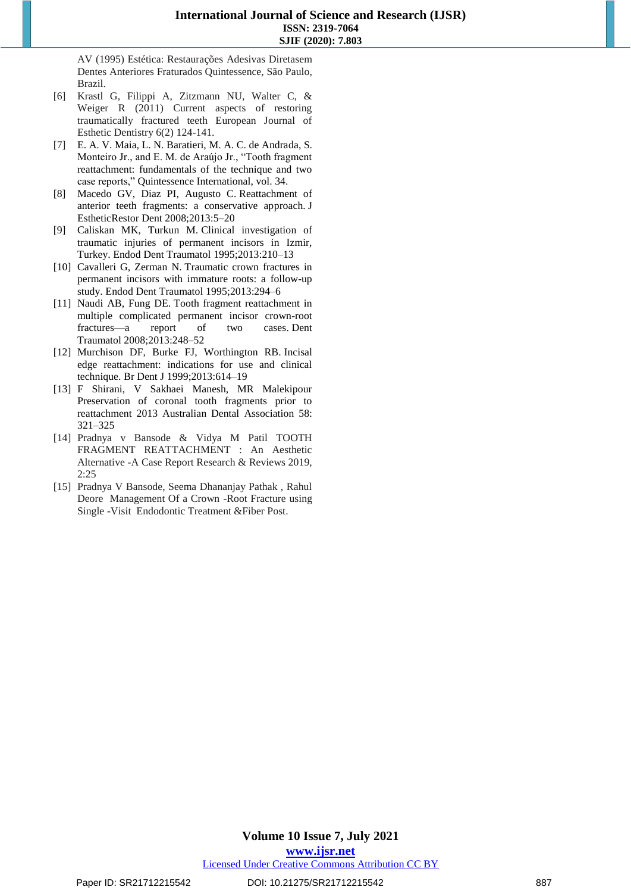AV (1995) Estética: Restaurações Adesivas Diretasem Dentes Anteriores Fraturados Quintessence, São Paulo, Brazil.

[6] Krastl G, Filippi A, Zitzmann NU, Walter C, & Weiger R (2011) Current aspects of restoring traumatically fractured teeth European Journal of Esthetic Dentistry 6(2) 124-141.

[7] E. A. V. Maia, L. N. Baratieri, M. A. C. de Andrada, S. Monteiro Jr., and E. M. de Araújo Jr., "Tooth fragment reattachment: fundamentals of the technique and two case reports," Quintessence International, vol. 34.

[8] Macedo GV, Diaz PI, Augusto C. Reattachment of anterior teeth fragments: a conservative approach. J EstheticRestor Dent 2008;2013:5–20

[9] Caliskan MK, Turkun M. Clinical investigation of traumatic injuries of permanent incisors in Izmir, Turkey. Endod Dent Traumatol 1995;2013:210–13

[10] Cavalleri G, Zerman N. Traumatic crown fractures in permanent incisors with immature roots: a follow-up study. Endod Dent Traumatol 1995;2013:294–6

[11] Naudi AB, Fung DE. Tooth fragment reattachment in multiple complicated permanent incisor crown-root fractures—a report of two cases. Dent Traumatol 2008;2013:248–52

[12] Murchison DF, Burke FJ, Worthington RB. Incisal edge reattachment: indications for use and clinical technique. Br Dent J 1999;2013:614–19

[13] F Shirani, V Sakhaei Manesh, MR Malekipour Preservation of coronal tooth fragments prior to reattachment 2013 Australian Dental Association 58: 321–325

[14] Pradnya v Bansode & Vidya M Patil TOOTH FRAGMENT REATTACHMENT : An Aesthetic Alternative -A Case Report Research & Reviews 2019, 2:25

[15] Pradnya V Bansode, Seema Dhananjay Pathak , Rahul Deore Management Of a Crown -Root Fracture using Single -Visit Endodontic Treatment &Fiber Post.